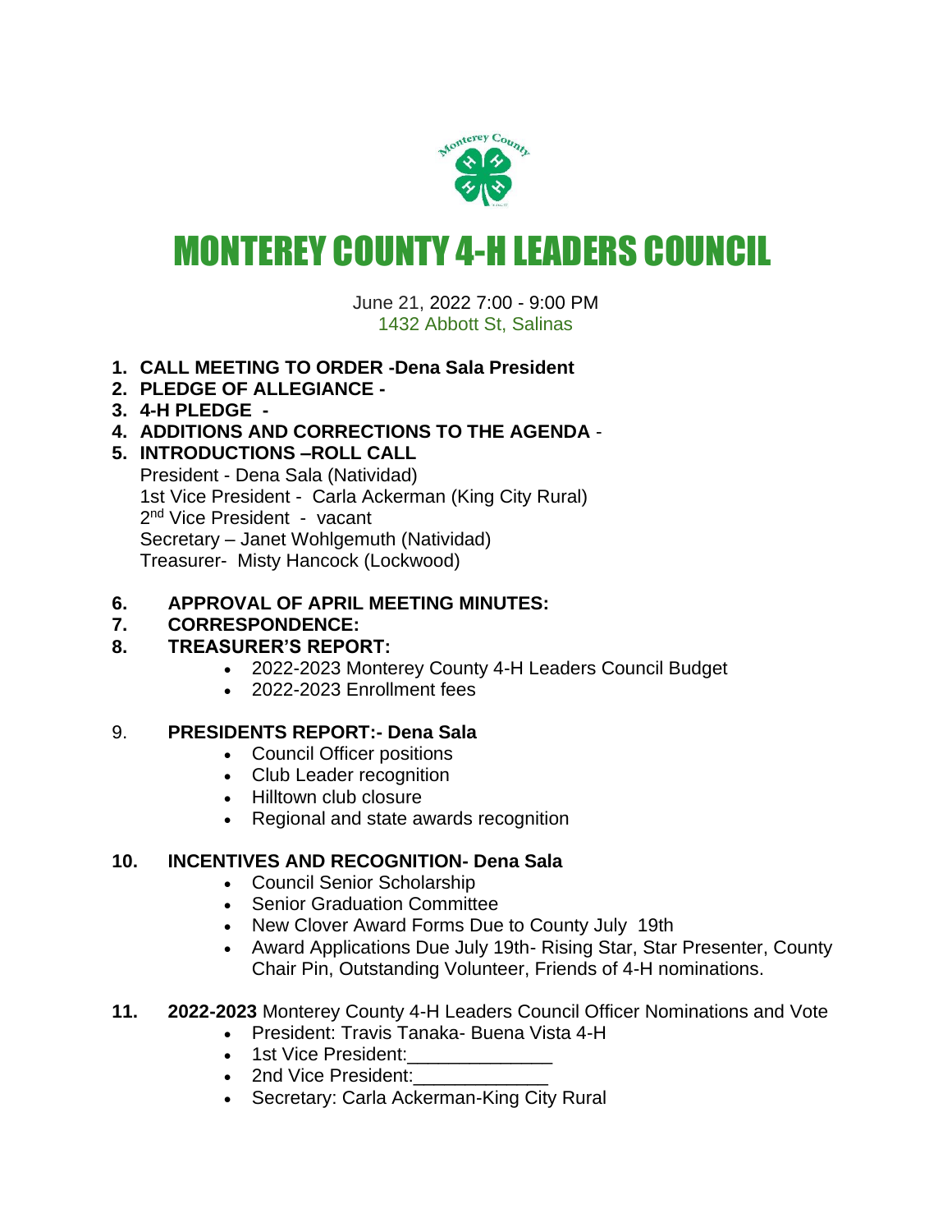# MONTEREY COUNTY 4-H LEADERS COUNCIL

June 21, 2022 7:00 - 9:00 PM
1432 Abbott St, Salinas

1. **CALL MEETING TO ORDER -Dena Sala President**
2. **PLEDGE OF ALLEGIANCE -**
3. **4-H PLEDGE -**
4. **ADDITIONS AND CORRECTIONS TO THE AGENDA** -
5. **INTRODUCTIONS –ROLL CALL**
   President - Dena Sala (Natividad)
   1st Vice President - Carla Ackerman (King City Rural)
   2nd Vice President - vacant
   Secretary – Janet Wohlgemuth (Natividad)
   Treasurer- Misty Hancock (Lockwood)

6. **APPROVAL OF APRIL MEETING MINUTES:**
7. **CORRESPONDENCE:**
8. **TREASURER'S REPORT:**
   - 2022-2023 Monterey County 4-H Leaders Council Budget
   - 2022-2023 Enrollment fees

9. **PRESIDENTS REPORT:- Dena Sala**
   - Council Officer positions
   - Club Leader recognition
   - Hilltown club closure
   - Regional and state awards recognition

10. **INCENTIVES AND RECOGNITION- Dena Sala**
    - Council Senior Scholarship
    - Senior Graduation Committee
    - New Clover Award Forms Due to County July 19th
    - Award Applications Due July 19th- Rising Star, Star Presenter, County Chair Pin, Outstanding Volunteer, Friends of 4-H nominations.

11. **2022-2023** Monterey County 4-H Leaders Council Officer Nominations and Vote
    - President: Travis Tanaka- Buena Vista 4-H
    - 1st Vice President:______________
    - 2nd Vice President:_____________
    - Secretary: Carla Ackerman-King City Rural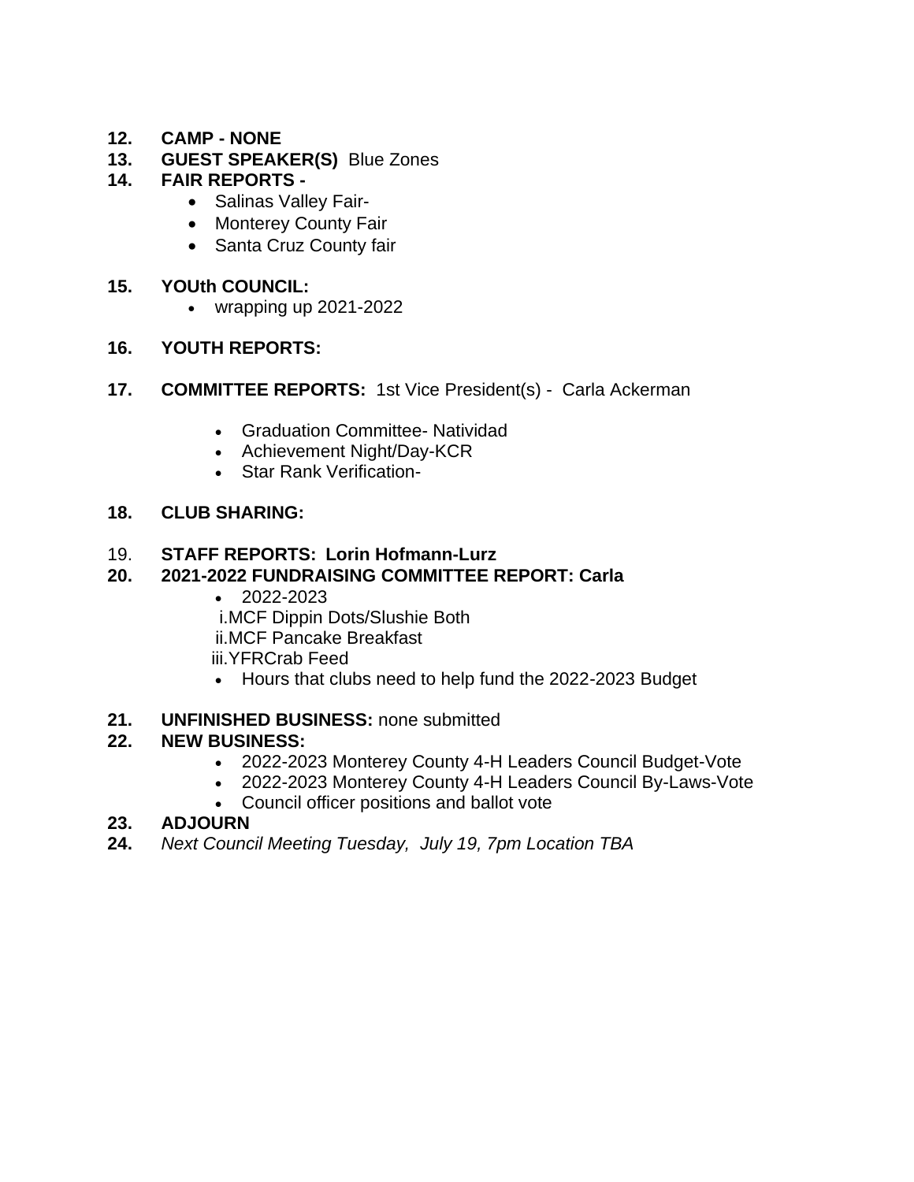12. **CAMP - NONE**
13. **GUEST SPEAKER(S)** Blue Zones
14. **FAIR REPORTS -**
    - Salinas Valley Fair-
    - Monterey County Fair
    - Santa Cruz County fair

15. **YOUth COUNCIL:**
    - wrapping up 2021-2022

16. **YOUTH REPORTS:**

17. **COMMITTEE REPORTS:** 1st Vice President(s) - Carla Ackerman

    - Graduation Committee- Natividad
    - Achievement Night/Day-KCR
    - Star Rank Verification-

18. **CLUB SHARING:**

19. **STAFF REPORTS: Lorin Hofmann-Lurz**
20. **2021-2022 FUNDRAISING COMMITTEE REPORT: Carla**
    - 2022-2023

      i. MCF Dippin Dots/Slushie Both

      ii. MCF Pancake Breakfast

      iii. YFRCrab Feed
    - Hours that clubs need to help fund the 2022-2023 Budget

21. **UNFINISHED BUSINESS:** none submitted
22. **NEW BUSINESS:**
    - 2022-2023 Monterey County 4-H Leaders Council Budget-Vote
    - 2022-2023 Monterey County 4-H Leaders Council By-Laws-Vote
    - Council officer positions and ballot vote
23. **ADJOURN**
24. *Next Council Meeting Tuesday, July 19, 7pm Location TBA*